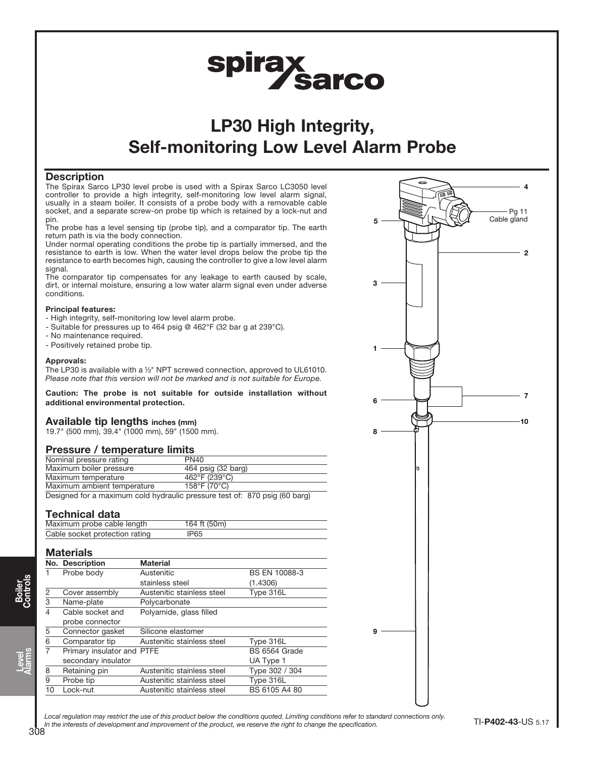spirax sarco

# LP30 High Integrity, Self-monitoring Low Level Alarm Probe

## Description

The Spirax Sarco LP30 level probe is used with a Spirax Sarco LC3050 level controller to provide a high integrity, self-monitoring low level alarm signal, usually in a steam boiler. It consists of a probe body with a removable cable socket, and a separate screw-on probe tip which is retained by a lock-nut and pin.

The probe has a level sensing tip (probe tip), and a comparator tip. The earth return path is via the body connection.

Under normal operating conditions the probe tip is partially immersed, and the resistance to earth is low. When the water level drops below the probe tip the resistance to earth becomes high, causing the controller to give a low level alarm signal.

The comparator tip compensates for any leakage to earth caused by scale, dirt, or internal moisture, ensuring a low water alarm signal even under adverse conditions.

**Principal features:**

- High integrity, self-monitoring low level alarm probe.
- Suitable for pressures up to 464 psig @ 462°F (32 bar g at 239°C).
- No maintenance required.
- Positively retained probe tip.

**Approvals:**

The LP30 is available with a ½" NPT screwed connection, approved to UL61010.
*Please note that this version will not be marked and is not suitable for Europe.*

**Caution: The probe is not suitable for outside installation without additional environmental protection.**

## Available tip lengths inches (mm)

19.7" (500 mm), 39.4" (1000 mm), 59" (1500 mm).

## Pressure / temperature limits

| | |
|---|---|
| Nominal pressure rating | PN40 |
| Maximum boiler pressure | 464 psig (32 barg) |
| Maximum temperature | 462°F (239°C) |
| Maximum ambient temperature | 158°F (70°C) |

Designed for a maximum cold hydraulic pressure test of: 870 psig (60 barg)

## Technical data

| | |
|---|---|
| Maximum probe cable length | 164 ft (50m) |
| Cable socket protection rating | IP65 |

## Materials

| No. | Description | Material | |
|---|---|---|---|
| 1 | Probe body | Austenitic stainless steel | BS EN 10088-3 (1.4306) |
| 2 | Cover assembly | Austenitic stainless steel | Type 316L |
| 3 | Name-plate | Polycarbonate | |
| 4 | Cable socket and probe connector | Polyamide, glass filled | |
| 5 | Connector gasket | Silicone elastomer | |
| 6 | Comparator tip | Austenitic stainless steel | Type 316L |
| 7 | Primary insulator and secondary insulator | PTFE | BS 6564 Grade UA Type 1 |
| 8 | Retaining pin | Austenitic stainless steel | Type 302 / 304 |
| 9 | Probe tip | Austenitic stainless steel | Type 316L |
| 10 | Lock-nut | Austenitic stainless steel | BS 6105 A4 80 |

4, 5, 2, 3, 1, 7, 6, 10, 8, 9

Pg 11 Cable gland

*Local regulation may restrict the use of this product below the conditions quoted. Limiting conditions refer to standard connections only.*
*In the interests of development and improvement of the product, we reserve the right to change the specification.*

TI-**P402-43**-US 5.17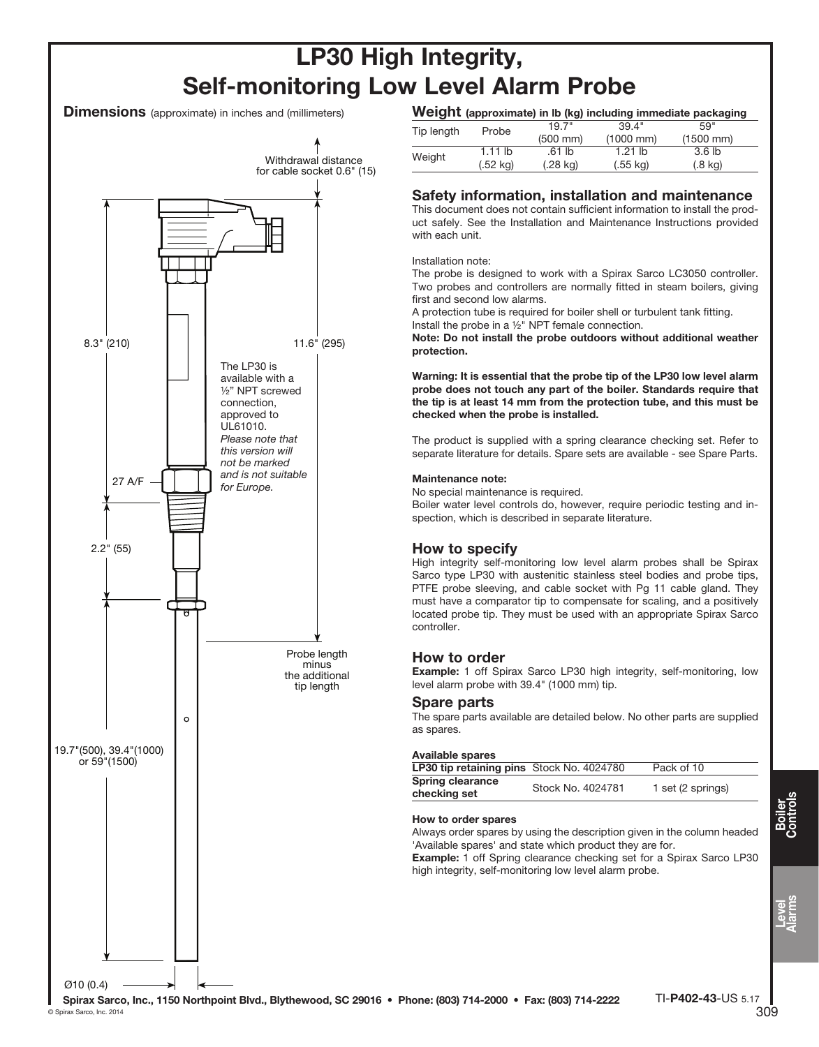# LP30 High Integrity, Self-monitoring Low Level Alarm Probe

## Dimensions (approximate) in inches and (millimeters)

Withdrawal distance for cable socket 0.6" (15)

8.3" (210)

11.6" (295)

The LP30 is available with a ½" NPT screwed connection, approved to UL61010. *Please note that this version will not be marked and is not suitable for Europe.*

27 A/F

2.2" (55)

Probe length minus the additional tip length

19.7"(500), 39.4"(1000) or 59"(1500)

Ø10 (0.4)

## Weight (approximate) in lb (kg) including immediate packaging

| Tip length | Probe | 19.7" (500 mm) | 39.4" (1000 mm) | 59" (1500 mm) |
|---|---|---|---|---|
| Weight | 1.11 lb (.52 kg) | .61 lb (.28 kg) | 1.21 lb (.55 kg) | 3.6 lb (.8 kg) |

## Safety information, installation and maintenance

This document does not contain sufficient information to install the product safely. See the Installation and Maintenance Instructions provided with each unit.

Installation note:
The probe is designed to work with a Spirax Sarco LC3050 controller. Two probes and controllers are normally fitted in steam boilers, giving first and second low alarms.
A protection tube is required for boiler shell or turbulent tank fitting.
Install the probe in a ½" NPT female connection.
**Note: Do not install the probe outdoors without additional weather protection.**

**Warning: It is essential that the probe tip of the LP30 low level alarm probe does not touch any part of the boiler. Standards require that the tip is at least 14 mm from the protection tube, and this must be checked when the probe is installed.**

The product is supplied with a spring clearance checking set. Refer to separate literature for details. Spare sets are available - see Spare Parts.

**Maintenance note:**
No special maintenance is required.
Boiler water level controls do, however, require periodic testing and inspection, which is described in separate literature.

## How to specify

High integrity self-monitoring low level alarm probes shall be Spirax Sarco type LP30 with austenitic stainless steel bodies and probe tips, PTFE probe sleeving, and cable socket with Pg 11 cable gland. They must have a comparator tip to compensate for scaling, and a positively located probe tip. They must be used with an appropriate Spirax Sarco controller.

## How to order

**Example:** 1 off Spirax Sarco LP30 high integrity, self-monitoring, low level alarm probe with 39.4" (1000 mm) tip.

## Spare parts

The spare parts available are detailed below. No other parts are supplied as spares.

| **Available spares** | | |
|---|---|---|
| **LP30 tip retaining pins** | Stock No. 4024780 | Pack of 10 |
| **Spring clearance checking set** | Stock No. 4024781 | 1 set (2 springs) |

**How to order spares**
Always order spares by using the description given in the column headed 'Available spares' and state which product they are for.
**Example:** 1 off Spring clearance checking set for a Spirax Sarco LP30 high integrity, self-monitoring low level alarm probe.

**Spirax Sarco, Inc., 1150 Northpoint Blvd., Blythewood, SC 29016 • Phone: (803) 714-2000 • Fax: (803) 714-2222**

© Spirax Sarco, Inc. 2014

TI-**P402-43**-US 5.17